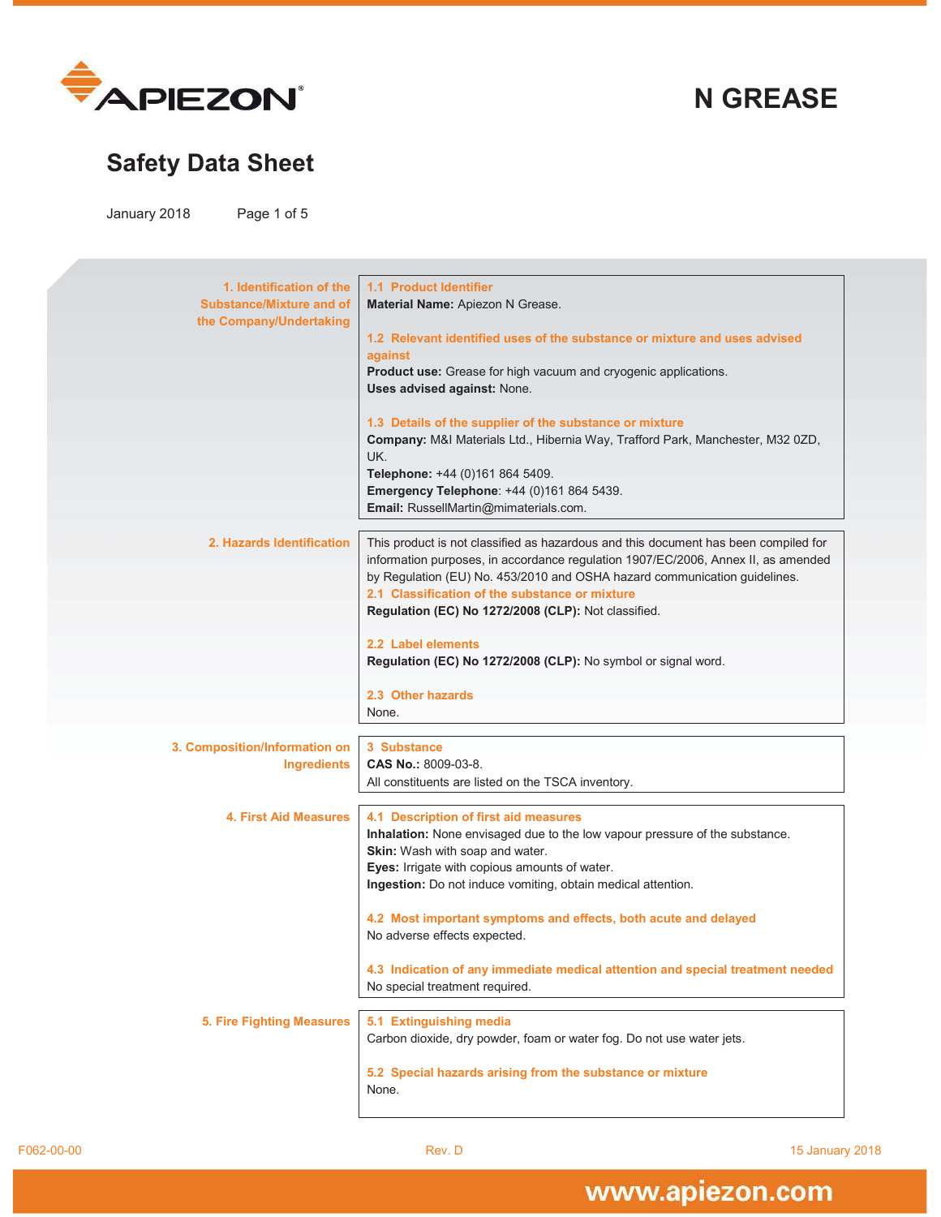# N GREASE

## Safety Data Sheet

January 2018

## 1. Identification of the Substance/Mixture and of the Company/Undertaking

### 1.1 Product Identifier

**Material Name:** Apiezon N Grease.

### 1.2 Relevant identified uses of the substance or mixture and uses advised against

**Product use:** Grease for high vacuum and cryogenic applications.
**Uses advised against:** None.

### 1.3 Details of the supplier of the substance or mixture

**Company:** M&I Materials Ltd., Hibernia Way, Trafford Park, Manchester, M32 0ZD, UK.
**Telephone:** +44 (0)161 864 5409.
**Emergency Telephone**: +44 (0)161 864 5439.
**Email:** RussellMartin@mimaterials.com.

## 2. Hazards Identification

This product is not classified as hazardous and this document has been compiled for information purposes, in accordance regulation 1907/EC/2006, Annex II, as amended by Regulation (EU) No. 453/2010 and OSHA hazard communication guidelines.

### 2.1 Classification of the substance or mixture

**Regulation (EC) No 1272/2008 (CLP):** Not classified.

### 2.2 Label elements

**Regulation (EC) No 1272/2008 (CLP):** No symbol or signal word.

### 2.3 Other hazards

None.

## 3. Composition/Information on Ingredients

### 3 Substance

**CAS No.:** 8009-03-8.
All constituents are listed on the TSCA inventory.

## 4. First Aid Measures

### 4.1 Description of first aid measures

**Inhalation:** None envisaged due to the low vapour pressure of the substance.
**Skin:** Wash with soap and water.
**Eyes:** Irrigate with copious amounts of water.
**Ingestion:** Do not induce vomiting, obtain medical attention.

### 4.2 Most important symptoms and effects, both acute and delayed

No adverse effects expected.

### 4.3 Indication of any immediate medical attention and special treatment needed

No special treatment required.

## 5. Fire Fighting Measures

### 5.1 Extinguishing media

Carbon dioxide, dry powder, foam or water fog. Do not use water jets.

### 5.2 Special hazards arising from the substance or mixture

None.

F062-00-00 Rev. D 15 January 2018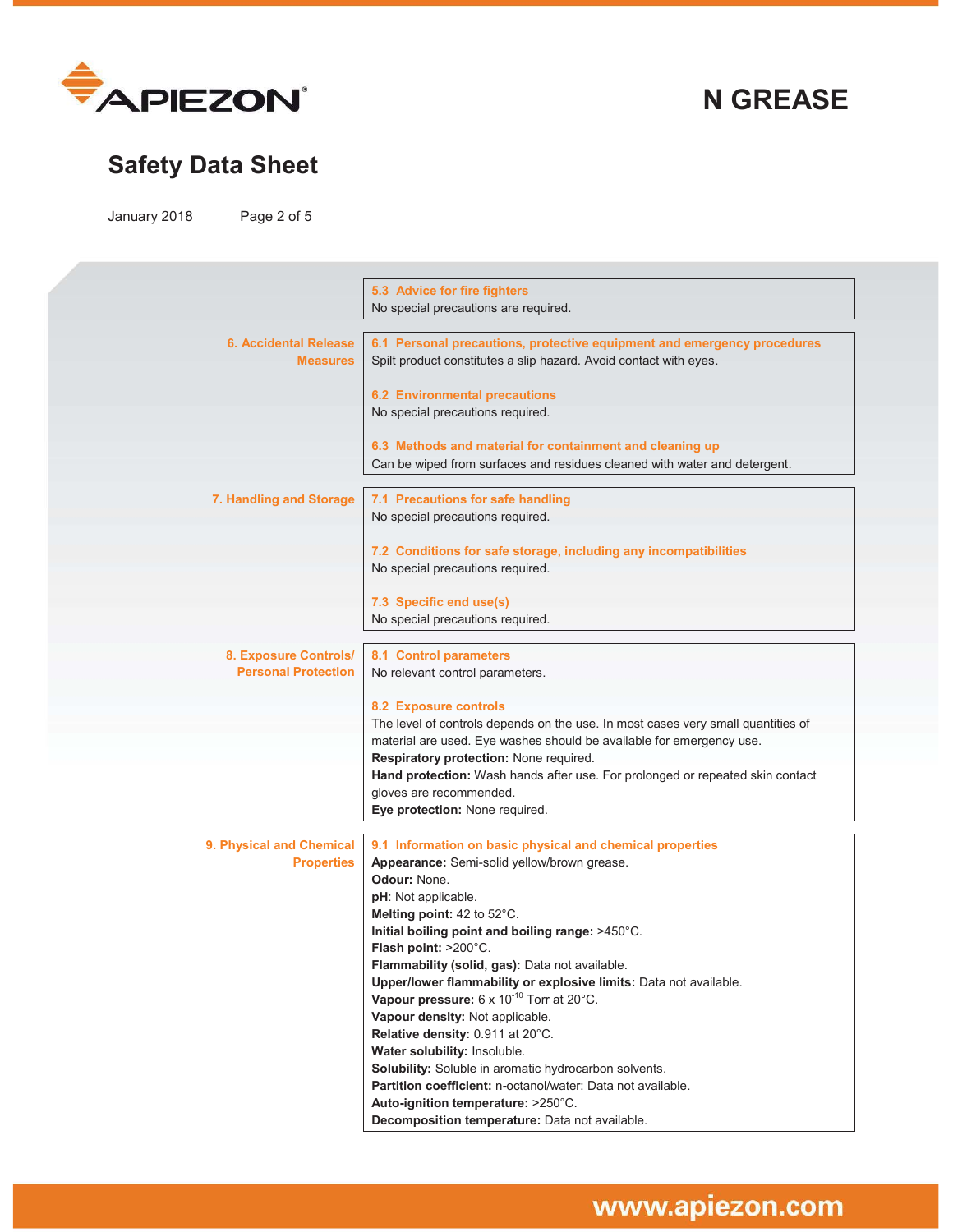#### 5.3 Advice for fire fighters

No special precautions are required.

## 6. Accidental Release Measures

#### 6.1 Personal precautions, protective equipment and emergency procedures

Spilt product constitutes a slip hazard. Avoid contact with eyes.

#### 6.2 Environmental precautions

No special precautions required.

#### 6.3 Methods and material for containment and cleaning up

Can be wiped from surfaces and residues cleaned with water and detergent.

## 7. Handling and Storage

#### 7.1 Precautions for safe handling

No special precautions required.

#### 7.2 Conditions for safe storage, including any incompatibilities

No special precautions required.

#### 7.3 Specific end use(s)

No special precautions required.

## 8. Exposure Controls/ Personal Protection

#### 8.1 Control parameters

No relevant control parameters.

#### 8.2 Exposure controls

The level of controls depends on the use. In most cases very small quantities of material are used. Eye washes should be available for emergency use.

**Respiratory protection:** None required.

**Hand protection:** Wash hands after use. For prolonged or repeated skin contact gloves are recommended.

**Eye protection:** None required.

## 9. Physical and Chemical Properties

#### 9.1 Information on basic physical and chemical properties

**Appearance:** Semi-solid yellow/brown grease.

**Odour:** None.

**pH**: Not applicable.

**Melting point:** 42 to 52°C.

**Initial boiling point and boiling range:** >450°C.

**Flash point:** >200°C.

**Flammability (solid, gas):** Data not available.

**Upper/lower flammability or explosive limits:** Data not available.

**Vapour pressure:** $6 \times 10^{-10}$ Torr at 20°C.

**Vapour density:** Not applicable.

**Relative density:** 0.911 at 20°C.

**Water solubility:** Insoluble.

**Solubility:** Soluble in aromatic hydrocarbon solvents.

**Partition coefficient:** n-octanol/water: Data not available.

**Auto-ignition temperature:** >250°C.

**Decomposition temperature:** Data not available.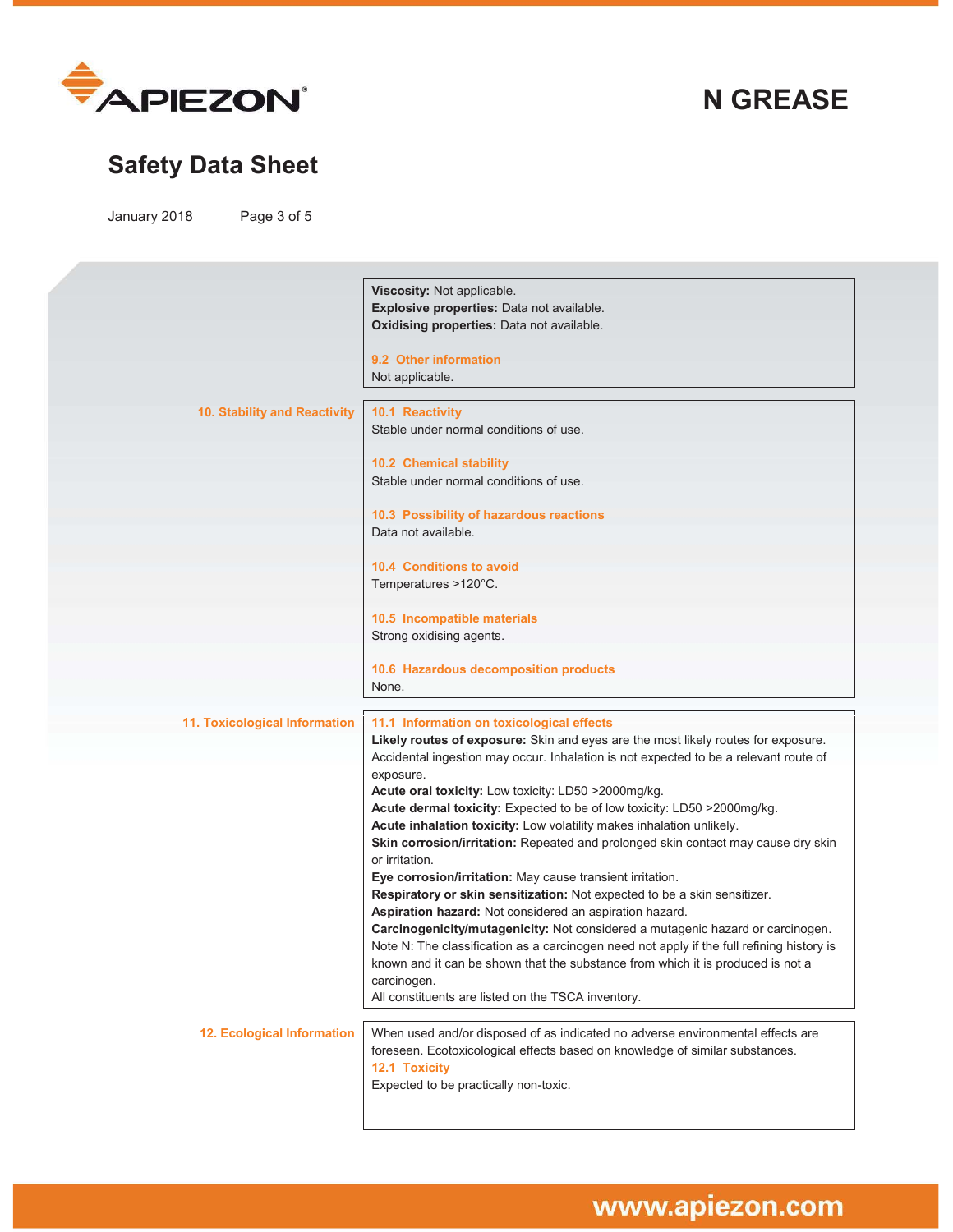**Viscosity:** Not applicable.
**Explosive properties:** Data not available.
**Oxidising properties:** Data not available.

### 9.2 Other information

Not applicable.

## 10. Stability and Reactivity

### 10.1 Reactivity

Stable under normal conditions of use.

### 10.2 Chemical stability

Stable under normal conditions of use.

### 10.3 Possibility of hazardous reactions

Data not available.

### 10.4 Conditions to avoid

Temperatures >120°C.

### 10.5 Incompatible materials

Strong oxidising agents.

### 10.6 Hazardous decomposition products

None.

## 11. Toxicological Information

### 11.1 Information on toxicological effects

**Likely routes of exposure:** Skin and eyes are the most likely routes for exposure. Accidental ingestion may occur. Inhalation is not expected to be a relevant route of exposure.
**Acute oral toxicity:** Low toxicity: LD50 >2000mg/kg.
**Acute dermal toxicity:** Expected to be of low toxicity: LD50 >2000mg/kg.
**Acute inhalation toxicity:** Low volatility makes inhalation unlikely.
**Skin corrosion/irritation:** Repeated and prolonged skin contact may cause dry skin or irritation.
**Eye corrosion/irritation:** May cause transient irritation.
**Respiratory or skin sensitization:** Not expected to be a skin sensitizer.
**Aspiration hazard:** Not considered an aspiration hazard.
**Carcinogenicity/mutagenicity:** Not considered a mutagenic hazard or carcinogen. Note N: The classification as a carcinogen need not apply if the full refining history is known and it can be shown that the substance from which it is produced is not a carcinogen.
All constituents are listed on the TSCA inventory.

## 12. Ecological Information

When used and/or disposed of as indicated no adverse environmental effects are foreseen. Ecotoxicological effects based on knowledge of similar substances.

### 12.1 Toxicity

Expected to be practically non-toxic.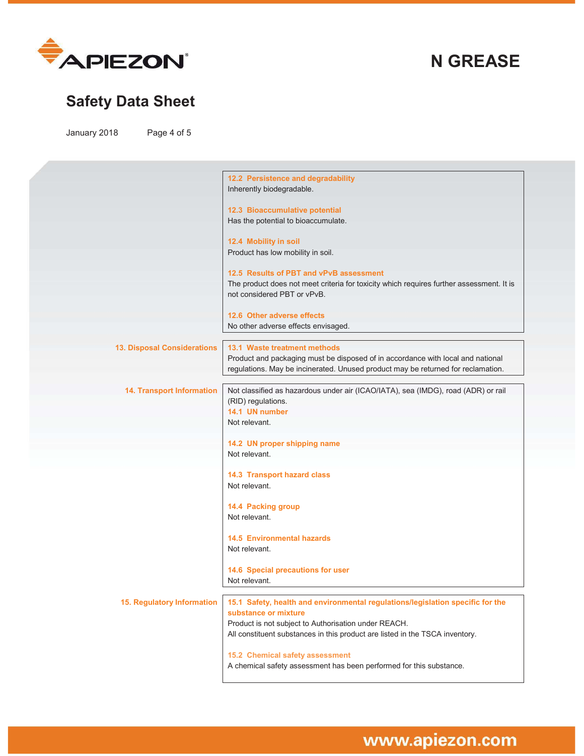#### 12.2 Persistence and degradability

Inherently biodegradable.

#### 12.3 Bioaccumulative potential

Has the potential to bioaccumulate.

#### 12.4 Mobility in soil

Product has low mobility in soil.

#### 12.5 Results of PBT and vPvB assessment

The product does not meet criteria for toxicity which requires further assessment. It is not considered PBT or vPvB.

#### 12.6 Other adverse effects

No other adverse effects envisaged.

## 13. Disposal Considerations

#### 13.1 Waste treatment methods

Product and packaging must be disposed of in accordance with local and national regulations. May be incinerated. Unused product may be returned for reclamation.

## 14. Transport Information

Not classified as hazardous under air (ICAO/IATA), sea (IMDG), road (ADR) or rail (RID) regulations.

#### 14.1 UN number

Not relevant.

#### 14.2 UN proper shipping name

Not relevant.

#### 14.3 Transport hazard class

Not relevant.

#### 14.4 Packing group

Not relevant.

#### 14.5 Environmental hazards

Not relevant.

#### 14.6 Special precautions for user

Not relevant.

## 15. Regulatory Information

#### 15.1 Safety, health and environmental regulations/legislation specific for the substance or mixture

Product is not subject to Authorisation under REACH.
All constituent substances in this product are listed in the TSCA inventory.

#### 15.2 Chemical safety assessment

A chemical safety assessment has been performed for this substance.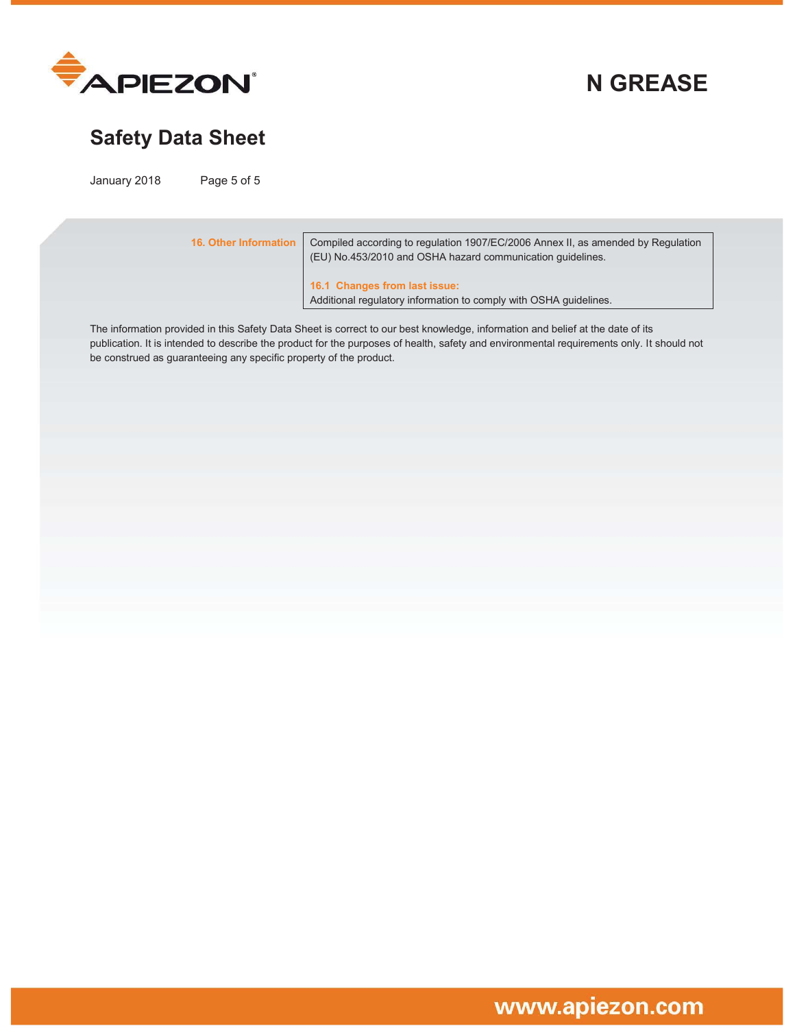| | |
|---|---|
| **16. Other Information** | Compiled according to regulation 1907/EC/2006 Annex II, as amended by Regulation (EU) No.453/2010 and OSHA hazard communication guidelines.<br><br>**16.1 Changes from last issue:**<br>Additional regulatory information to comply with OSHA guidelines. |

The information provided in this Safety Data Sheet is correct to our best knowledge, information and belief at the date of its publication. It is intended to describe the product for the purposes of health, safety and environmental requirements only. It should not be construed as guaranteeing any specific property of the product.